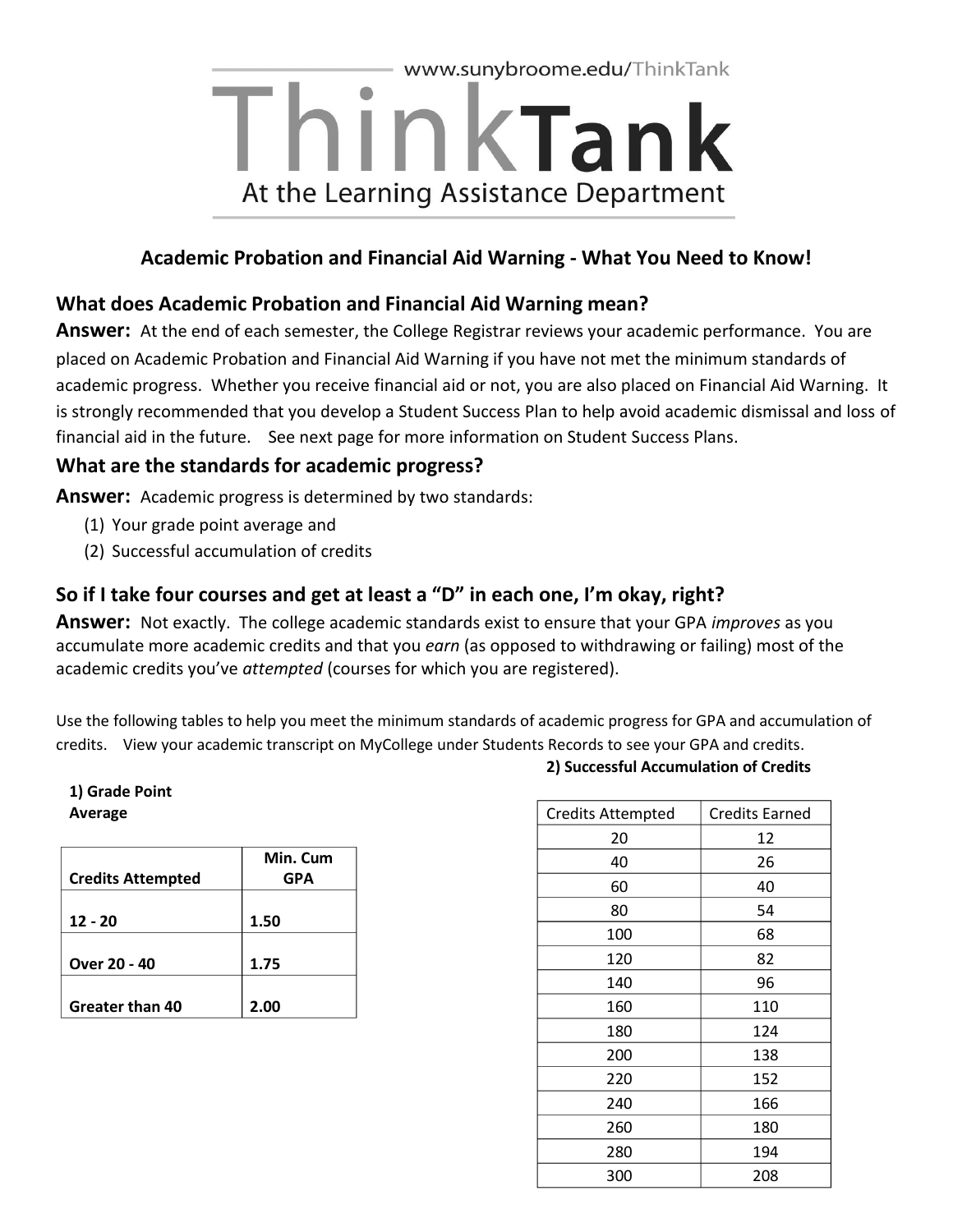www.sunybroome.edu/ThinkTank

# ThinkTank

At the Learning Assistance Department

## Academic Probation and Financial Aid Warning - What You Need to Know!

### What does Academic Probation and Financial Aid Warning mean?

**Answer:** At the end of each semester, the College Registrar reviews your academic performance. You are placed on Academic Probation and Financial Aid Warning if you have not met the minimum standards of academic progress. Whether you receive financial aid or not, you are also placed on Financial Aid Warning. It is strongly recommended that you develop a Student Success Plan to help avoid academic dismissal and loss of financial aid in the future. See next page for more information on Student Success Plans.

### What are the standards for academic progress?

**Answer:** Academic progress is determined by two standards:

(1) Your grade point average and
(2) Successful accumulation of credits

### So if I take four courses and get at least a "D" in each one, I'm okay, right?

**Answer:** Not exactly. The college academic standards exist to ensure that your GPA *improves* as you accumulate more academic credits and that you *earn* (as opposed to withdrawing or failing) most of the academic credits you've *attempted* (courses for which you are registered).

Use the following tables to help you meet the minimum standards of academic progress for GPA and accumulation of credits. View your academic transcript on MyCollege under Students Records to see your GPA and credits.

**1) Grade Point Average**

| Credits Attempted | Min. Cum GPA |
|---|---|
| 12 - 20 | 1.50 |
| Over 20 - 40 | 1.75 |
| Greater than 40 | 2.00 |

**2) Successful Accumulation of Credits**

| Credits Attempted | Credits Earned |
|---|---|
| 20 | 12 |
| 40 | 26 |
| 60 | 40 |
| 80 | 54 |
| 100 | 68 |
| 120 | 82 |
| 140 | 96 |
| 160 | 110 |
| 180 | 124 |
| 200 | 138 |
| 220 | 152 |
| 240 | 166 |
| 260 | 180 |
| 280 | 194 |
| 300 | 208 |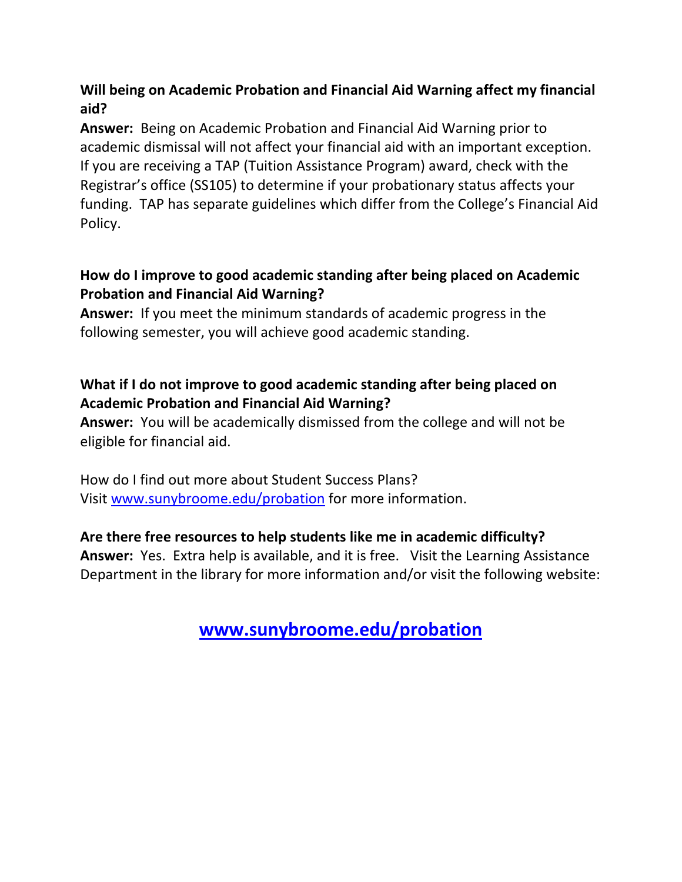**Will being on Academic Probation and Financial Aid Warning affect my financial aid?**

**Answer:** Being on Academic Probation and Financial Aid Warning prior to academic dismissal will not affect your financial aid with an important exception. If you are receiving a TAP (Tuition Assistance Program) award, check with the Registrar's office (SS105) to determine if your probationary status affects your funding. TAP has separate guidelines which differ from the College's Financial Aid Policy.

**How do I improve to good academic standing after being placed on Academic Probation and Financial Aid Warning?**

**Answer:** If you meet the minimum standards of academic progress in the following semester, you will achieve good academic standing.

**What if I do not improve to good academic standing after being placed on Academic Probation and Financial Aid Warning?**

**Answer:** You will be academically dismissed from the college and will not be eligible for financial aid.

How do I find out more about Student Success Plans?
Visit [www.sunybroome.edu/probation](www.sunybroome.edu/probation) for more information.

**Are there free resources to help students like me in academic difficulty?**

**Answer:** Yes. Extra help is available, and it is free. Visit the Learning Assistance Department in the library for more information and/or visit the following website:

**[www.sunybroome.edu/probation](www.sunybroome.edu/probation)**